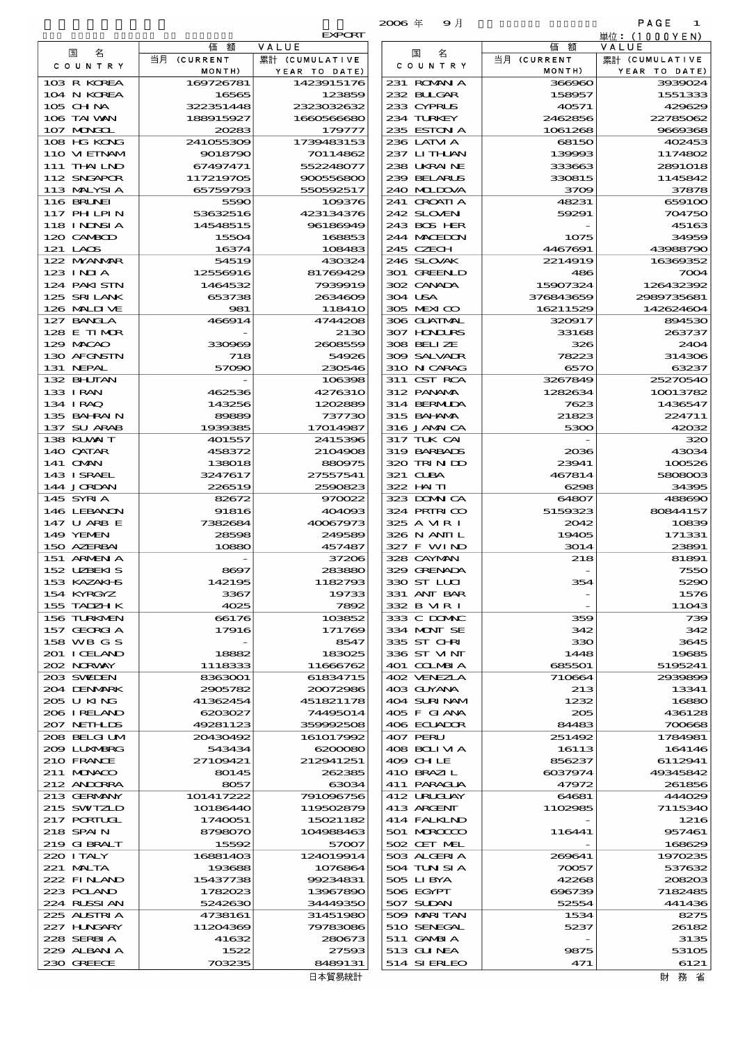EXPORT

2006 年 9 月

単位：(1000YEN)

| 国 名 COUNTRY | 価額 VALUE 当月 (CURRENT MONTH) | 累計 (CUMULATIVE YEAR TO DATE) | 国 名 COUNTRY | 価額 VALUE 当月 (CURRENT MONTH) | 累計 (CUMULATIVE YEAR TO DATE) |
|---|---|---|---|---|---|
| 103 R KOREA | 169726781 | 1423915176 | 231 ROMANIA | 366960 | 3939024 |
| 104 N KOREA | 16565 | 123859 | 232 BULGAR | 158957 | 1551333 |
| 105 CHINA | 322351448 | 2323032632 | 233 CYPRUS | 40571 | 429629 |
| 106 TAIWAN | 188915927 | 1660566680 | 234 TURKEY | 2462856 | 22785062 |
| 107 MONGOL | 20283 | 179777 | 235 ESTONIA | 1061268 | 9669368 |
| 108 HG KONG | 241055309 | 1739483153 | 236 LATVIA | 68150 | 402453 |
| 110 VIETNAM | 9018790 | 70114862 | 237 LITHUAN | 139993 | 1174802 |
| 111 THAILND | 67497471 | 552248077 | 238 UKRAINE | 333663 | 2891018 |
| 112 SNGAPOR | 117219705 | 900556800 | 239 BELARUS | 330815 | 1145842 |
| 113 MALYSIA | 65759793 | 550592517 | 240 MOLDOVA | 3709 | 37878 |
| 116 BRUNEI | 5590 | 109376 | 241 CROATIA | 48231 | 659100 |
| 117 PHILPIN | 53632516 | 423134376 | 242 SLOVEN | 59291 | 704750 |
| 118 INDNSIA | 14548515 | 96186949 | 243 BOS HER | - | 45163 |
| 120 CAMBOD | 15504 | 168853 | 244 MACEDON | 1075 | 34959 |
| 121 LAOS | 16374 | 108483 | 245 CZECH | 4467691 | 43988790 |
| 122 MYANMAR | 54519 | 430324 | 246 SLOVAK | 2214919 | 16369352 |
| 123 INDIA | 12556916 | 81769429 | 301 GREENLD | 486 | 7004 |
| 124 PAKISTN | 1464532 | 7939919 | 302 CANADA | 15907324 | 126432392 |
| 125 SRI LANK | 653738 | 2634609 | 304 USA | 376843659 | 2989735681 |
| 126 MALDIVE | 981 | 118410 | 305 MEXICO | 16211529 | 142624604 |
| 127 BANGLA | 466914 | 4744208 | 306 GUATMAL | 320917 | 894530 |
| 128 E TIMOR | - | 2130 | 307 HONDURS | 33168 | 263737 |
| 129 MACAO | 330969 | 2608559 | 308 BELIZE | 326 | 2404 |
| 130 AFGNSTN | 718 | 54926 | 309 SALVADR | 78223 | 314306 |
| 131 NEPAL | 57090 | 230546 | 310 NICARAG | 6570 | 63237 |
| 132 BHUTAN | - | 106398 | 311 CST RCA | 3267849 | 25270540 |
| 133 IRAN | 462536 | 4276310 | 312 PANAMA | 1282634 | 10013782 |
| 134 IRAQ | 143256 | 1202889 | 314 BERMUDA | 7623 | 1436547 |
| 135 BAHRAIN | 89889 | 737730 | 315 BAHAMA | 21823 | 224711 |
| 137 SU ARAB | 1939385 | 17014987 | 316 JAMAICA | 5300 | 42032 |
| 138 KUWAIT | 401557 | 2415396 | 317 TUK CAI | - | 320 |
| 140 QATAR | 458372 | 2104908 | 319 BARBADS | 2036 | 43034 |
| 141 OMAN | 138018 | 880975 | 320 TRINIDD | 23941 | 100526 |
| 143 ISRAEL | 3247617 | 27557541 | 321 CUBA | 467814 | 5808003 |
| 144 JORDAN | 226519 | 2590823 | 322 HAITI | 6298 | 34395 |
| 145 SYRIA | 82672 | 970022 | 323 DOMNICA | 64807 | 488690 |
| 146 LEBANON | 91816 | 404093 | 324 PRTRICO | 5159323 | 80844157 |
| 147 U ARB E | 7382684 | 40067973 | 325 A VIR I | 2042 | 10839 |
| 149 YEMEN | 28598 | 249589 | 326 N ANTIL | 19405 | 171331 |
| 150 AZERBAI | 10880 | 457487 | 327 F WIND | 3014 | 23891 |
| 151 ARMENIA | - | 37206 | 328 CAYMAN | 218 | 81891 |
| 152 UZBEKIS | 8697 | 283880 | 329 GRENADA | - | 7550 |
| 153 KAZAKHS | 142195 | 1182793 | 330 ST LUCI | 354 | 5290 |
| 154 KYRGYZ | 3367 | 19733 | 331 ANT BAR | - | 1576 |
| 155 TADZHIK | 4025 | 7892 | 332 B VIR I | - | 11043 |
| 156 TURKMEN | 66176 | 103852 | 333 C DOMNC | 359 | 739 |
| 157 GEORGIA | 17916 | 171769 | 334 MONT SE | 342 | 342 |
| 158 WB G S | - | 8547 | 335 ST CHRI | 330 | 3645 |
| 201 ICELAND | 18882 | 183025 | 336 ST VINT | 1448 | 19685 |
| 202 NORWAY | 1118333 | 11666762 | 401 COLMBIA | 685501 | 5195241 |
| 203 SWEDEN | 8363001 | 61834715 | 402 VENEZLA | 710664 | 2939899 |
| 204 DENMARK | 2905782 | 20072986 | 403 GUYANA | 213 | 13341 |
| 205 U KING | 41362454 | 451821178 | 404 SURINAM | 1232 | 16880 |
| 206 IRELAND | 6203027 | 74495014 | 405 F GIANA | 205 | 436128 |
| 207 NETHLDS | 49281123 | 359992508 | 406 ECUADOR | 84483 | 700668 |
| 208 BELGIUM | 20430492 | 161017992 | 407 PERU | 251492 | 1784981 |
| 209 LUXMBRG | 543434 | 6200080 | 408 BOLIVIA | 16113 | 164146 |
| 210 FRANCE | 27109421 | 212941251 | 409 CHILE | 856237 | 6112941 |
| 211 MONACO | 80145 | 262385 | 410 BRAZIL | 6037974 | 49345842 |
| 212 ANDORRA | 8057 | 63034 | 411 PARAGUA | 47972 | 261856 |
| 213 GERMANY | 101417222 | 791096756 | 412 URUGUAY | 64681 | 444029 |
| 215 SWITZLD | 10186440 | 119502879 | 413 ARGENT | 1102985 | 7115340 |
| 217 PORTUGL | 1740051 | 15021182 | 414 FALKLND | - | 1216 |
| 218 SPAIN | 8798070 | 104988463 | 501 MOROCCO | 116441 | 957461 |
| 219 GIBRALT | 15592 | 57007 | 502 CET MEL | - | 168629 |
| 220 ITALY | 16881403 | 124019914 | 503 ALGERIA | 269641 | 1970235 |
| 221 MALTA | 193688 | 1076864 | 504 TUNISIA | 70057 | 537632 |
| 222 FINLAND | 15437738 | 99234831 | 505 LIBYA | 42268 | 208203 |
| 223 POLAND | 1782023 | 13967890 | 506 EGYPT | 696739 | 7182485 |
| 224 RUSSIAN | 5242630 | 34449350 | 507 SUDAN | 52554 | 441436 |
| 225 AUSTRIA | 4738161 | 31451980 | 509 MARITAN | 1534 | 8275 |
| 227 HUNGARY | 11204369 | 79783086 | 510 SENEGAL | 5237 | 26182 |
| 228 SERBIA | 41632 | 280673 | 511 GAMBIA | - | 3135 |
| 229 ALBANIA | 1522 | 27593 | 513 GUINEA | 9875 | 53105 |
| 230 GREECE | 703235 | 8489131 | 514 SIERLEO | 471 | 6121 |

日本貿易統計　　財務省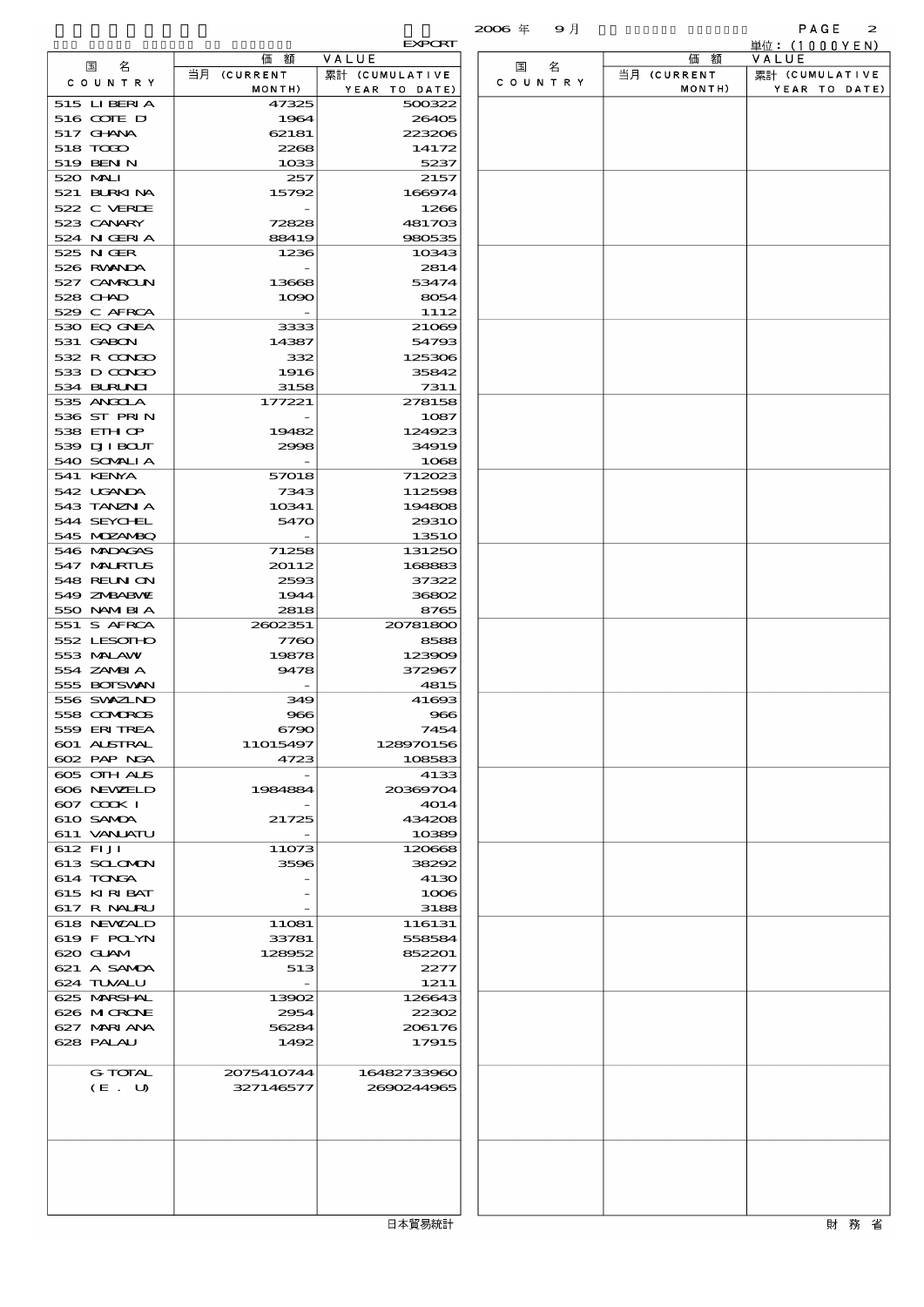EXPORT

2006 年 9 月

単位：(1000YEN)

| 国名 COUNTRY | 価額 VALUE 当月 (CURRENT MONTH) | 累計 (CUMULATIVE YEAR TO DATE) |
|---|---|---|
| 515 LIBERIA | 47325 | 500322 |
| 516 COTE D | 1964 | 26405 |
| 517 GHANA | 62181 | 223206 |
| 518 TOGO | 2268 | 14172 |
| 519 BENIN | 1033 | 5237 |
| 520 MALI | 257 | 2157 |
| 521 BURKINA | 15792 | 166974 |
| 522 C VERDE | - | 1266 |
| 523 CANARY | 72828 | 481703 |
| 524 NIGERIA | 88419 | 980535 |
| 525 NIGER | 1236 | 10343 |
| 526 RWANDA | - | 2814 |
| 527 CAMROUN | 13668 | 53474 |
| 528 CHAD | 1090 | 8054 |
| 529 C AFRCA | - | 1112 |
| 530 EQ GNEA | 3333 | 21069 |
| 531 GABON | 14387 | 54793 |
| 532 R CONGO | 332 | 125306 |
| 533 D CONGO | 1916 | 35842 |
| 534 BURUNDI | 3158 | 7311 |
| 535 ANGOLA | 177221 | 278158 |
| 536 ST PRIN | - | 1087 |
| 538 ETHIOP | 19482 | 124923 |
| 539 DJIBOUT | 2998 | 34919 |
| 540 SOMALIA | - | 1068 |
| 541 KENYA | 57018 | 712023 |
| 542 UGANDA | 7343 | 112598 |
| 543 TANZNIA | 10341 | 194808 |
| 544 SEYCHEL | 5470 | 29310 |
| 545 MOZAMBQ | - | 13510 |
| 546 MADAGAS | 71258 | 131250 |
| 547 MAURTUS | 20112 | 168883 |
| 548 REUNION | 2593 | 37322 |
| 549 ZMBABWE | 1944 | 36802 |
| 550 NAMIBIA | 2818 | 8765 |
| 551 S AFRCA | 2602351 | 20781800 |
| 552 LESOTHO | 7760 | 8588 |
| 553 MALAWI | 19878 | 123909 |
| 554 ZAMBIA | 9478 | 372967 |
| 555 BOTSWAN | - | 4815 |
| 556 SWAZLND | 349 | 41693 |
| 558 COMOROS | 966 | 966 |
| 559 ERITREA | 6790 | 7454 |
| 601 AUSTRAL | 11015497 | 128970156 |
| 602 PAP NGA | 4723 | 108583 |
| 605 OTH AUS | - | 4133 |
| 606 NEWZELD | 1984884 | 20369704 |
| 607 COOK I | - | 4014 |
| 610 SAMOA | 21725 | 434208 |
| 611 VANUATU | - | 10389 |
| 612 FIJI | 11073 | 120668 |
| 613 SOLOMON | 3596 | 38292 |
| 614 TONGA | - | 4130 |
| 615 KIRIBAT | - | 1006 |
| 617 R NAURU | - | 3188 |
| 618 NEWCALD | 11081 | 116131 |
| 619 F POLYN | 33781 | 558584 |
| 620 GUAM | 128952 | 852201 |
| 621 A SAMOA | 513 | 2277 |
| 624 TUVALU | - | 1211 |
| 625 MARSHAL | 13902 | 126643 |
| 626 MICRONE | 2954 | 22302 |
| 627 MARIANA | 56284 | 206176 |
| 628 PALAU | 1492 | 17915 |
| G-TOTAL | 2075410744 | 16482733960 |
| (E. U) | 327146577 | 2690244965 |

日本貿易統計

財務省